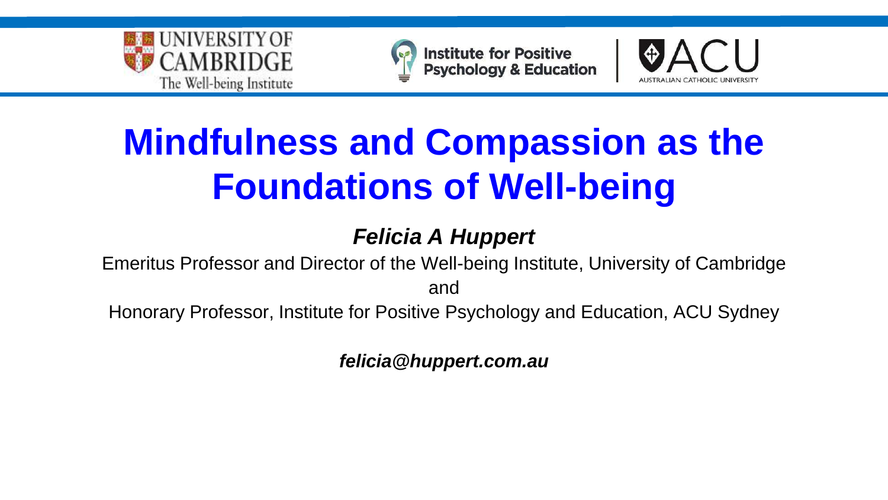# Mindfulness and Compassion as the Foundations of Well-being

***Felicia A Huppert***

Emeritus Professor and Director of the Well-being Institute, University of Cambridge

and

Honorary Professor, Institute for Positive Psychology and Education, ACU Sydney

***felicia@huppert.com.au***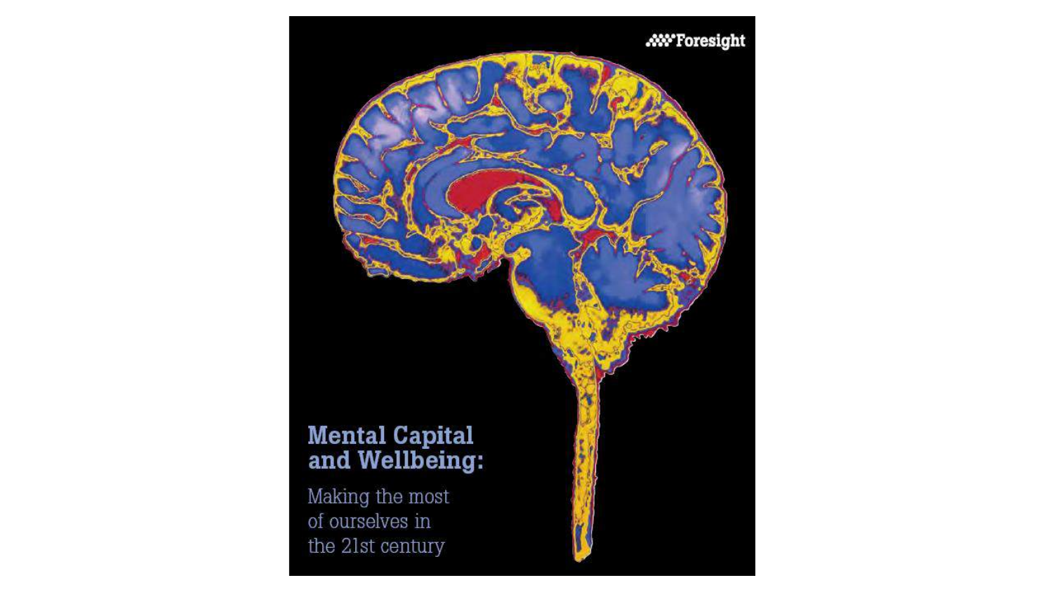Foresight

# Mental Capital and Wellbeing:

Making the most of ourselves in the 21st century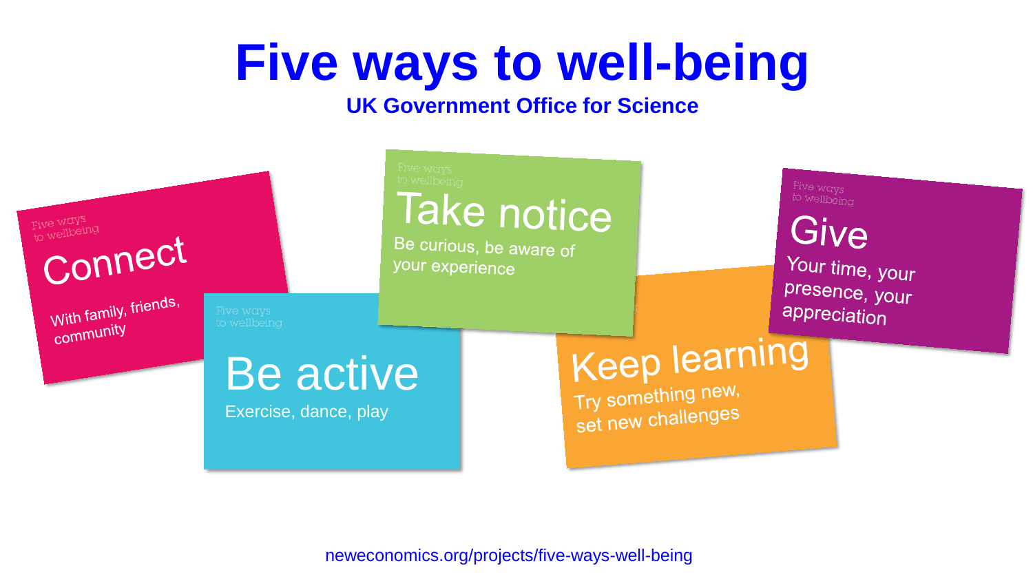# Five ways to well-being

**UK Government Office for Science**

Five ways to wellbeing

## Connect

With family, friends, community

Five ways to wellbeing

## Be active

Exercise, dance, play

Five ways to wellbeing

## Take notice

Be curious, be aware of your experience

## Keep learning

Try something new, set new challenges

Five ways to wellbeing

## Give

Your time, your presence, your appreciation

neweconomics.org/projects/five-ways-well-being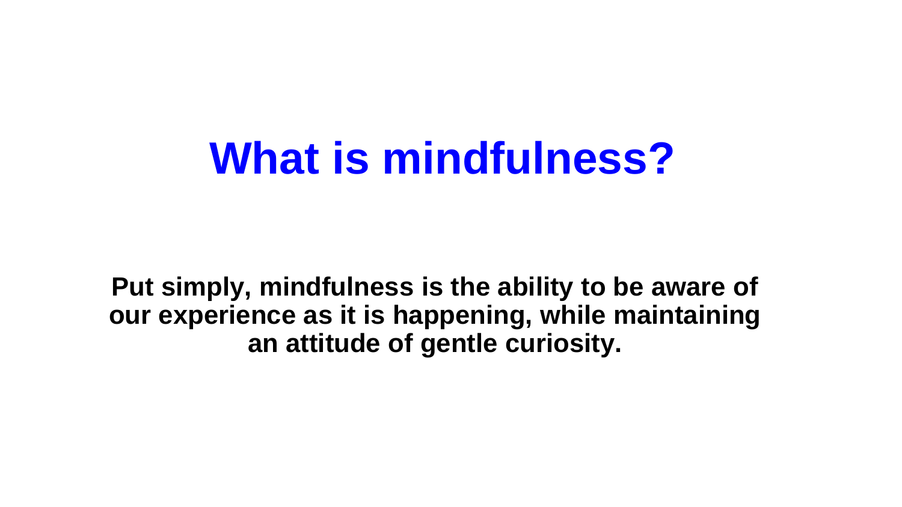# What is mindfulness?

**Put simply, mindfulness is the ability to be aware of our experience as it is happening, while maintaining an attitude of gentle curiosity.**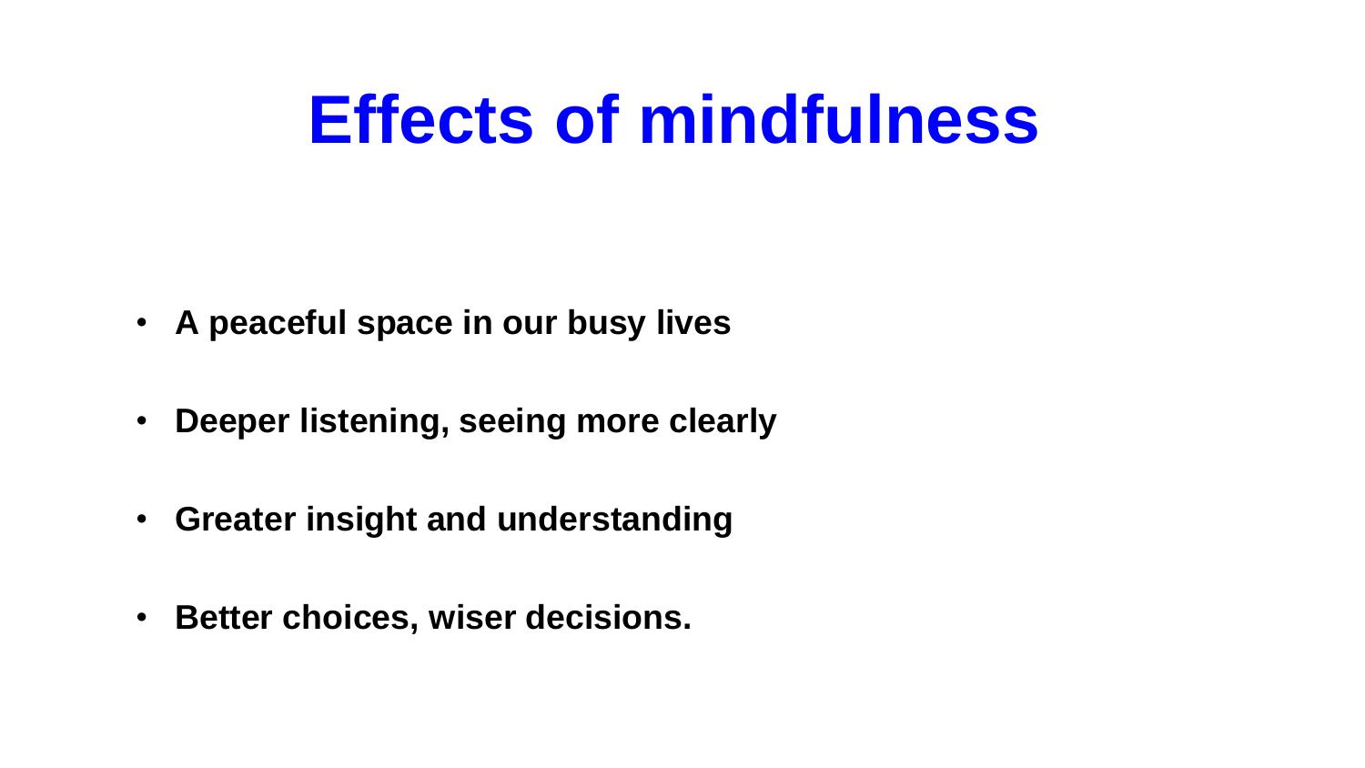# Effects of mindfulness

- **A peaceful space in our busy lives**
- **Deeper listening, seeing more clearly**
- **Greater insight and understanding**
- **Better choices, wiser decisions.**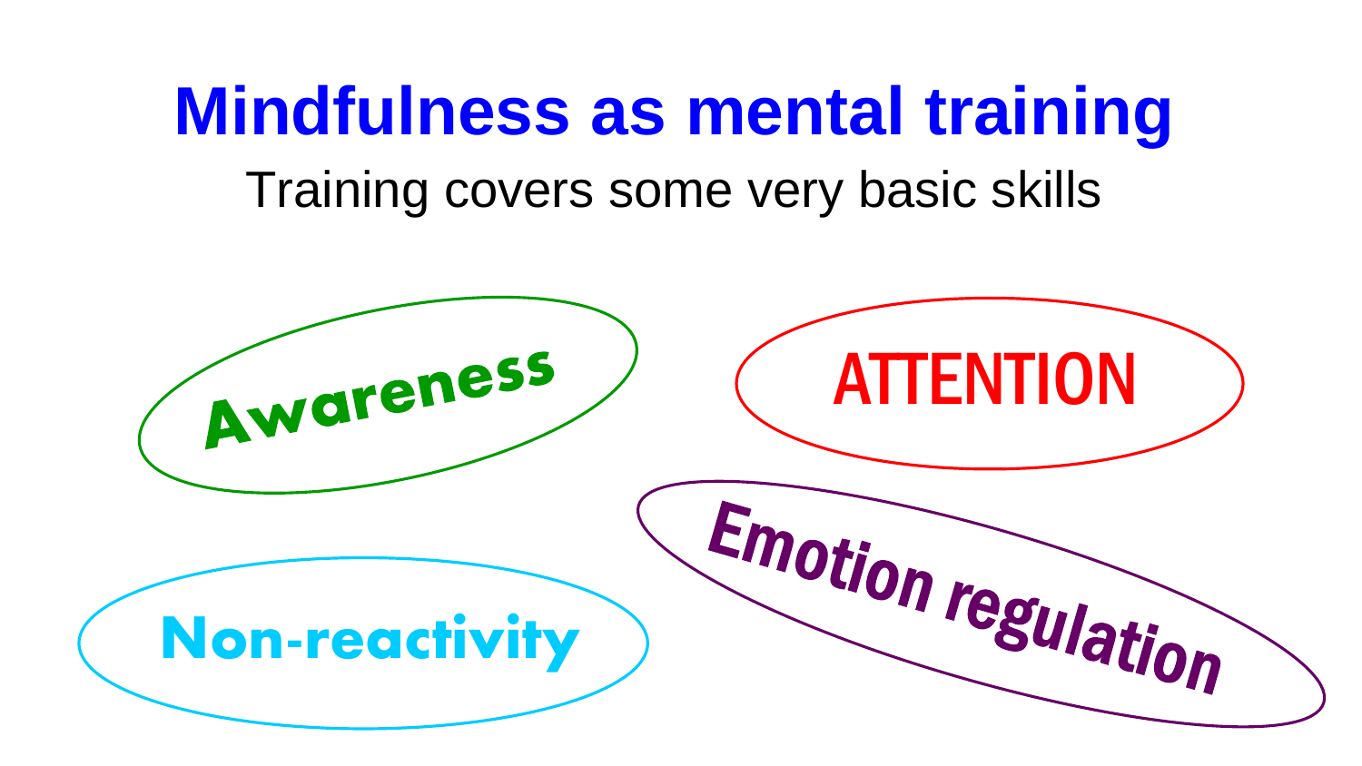# Mindfulness as mental training

Training covers some very basic skills

- Awareness
- ATTENTION
- Non-reactivity
- Emotion regulation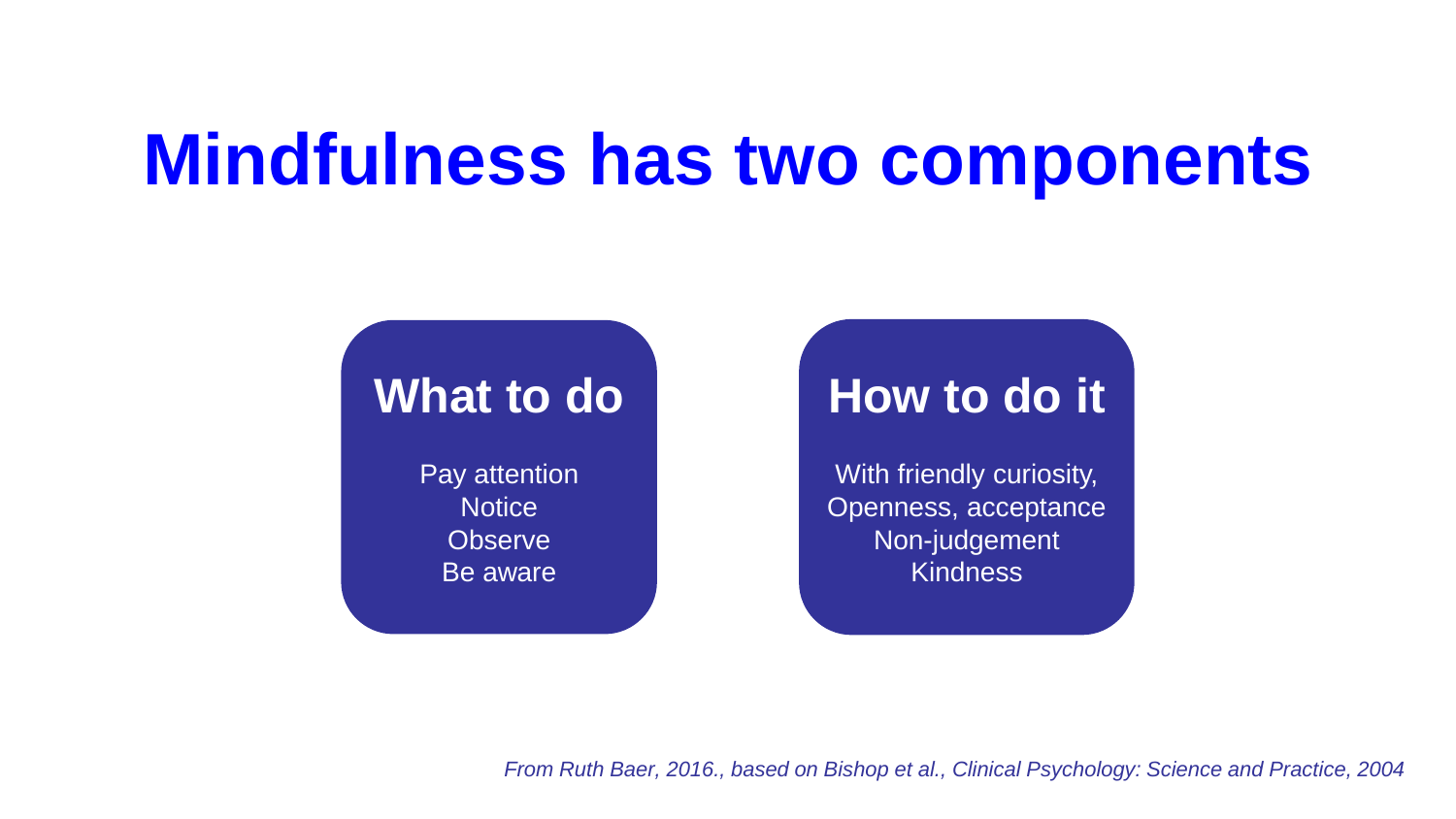# Mindfulness has two components

## What to do

Pay attention
Notice
Observe
Be aware

## How to do it

With friendly curiosity,
Openness, acceptance
Non-judgement
Kindness

*From Ruth Baer, 2016., based on Bishop et al., Clinical Psychology: Science and Practice, 2004*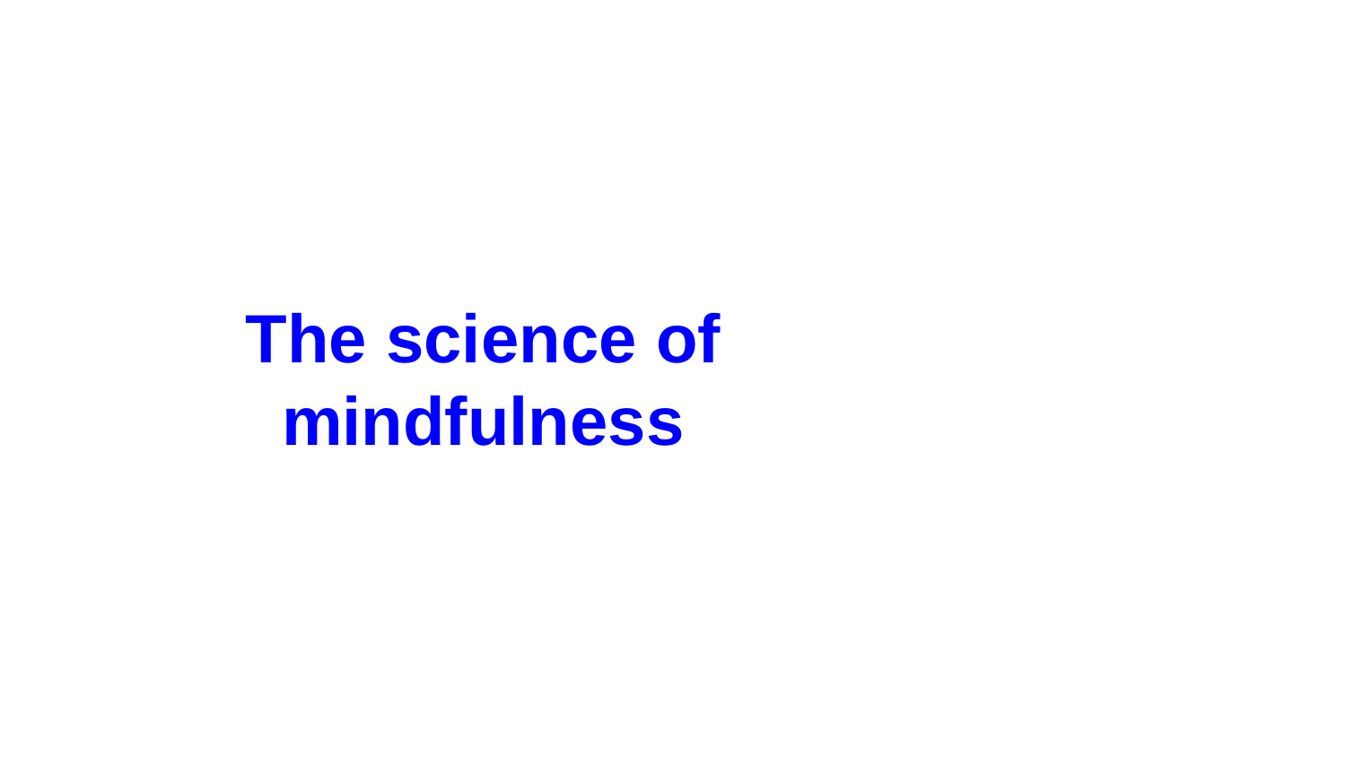# The science of mindfulness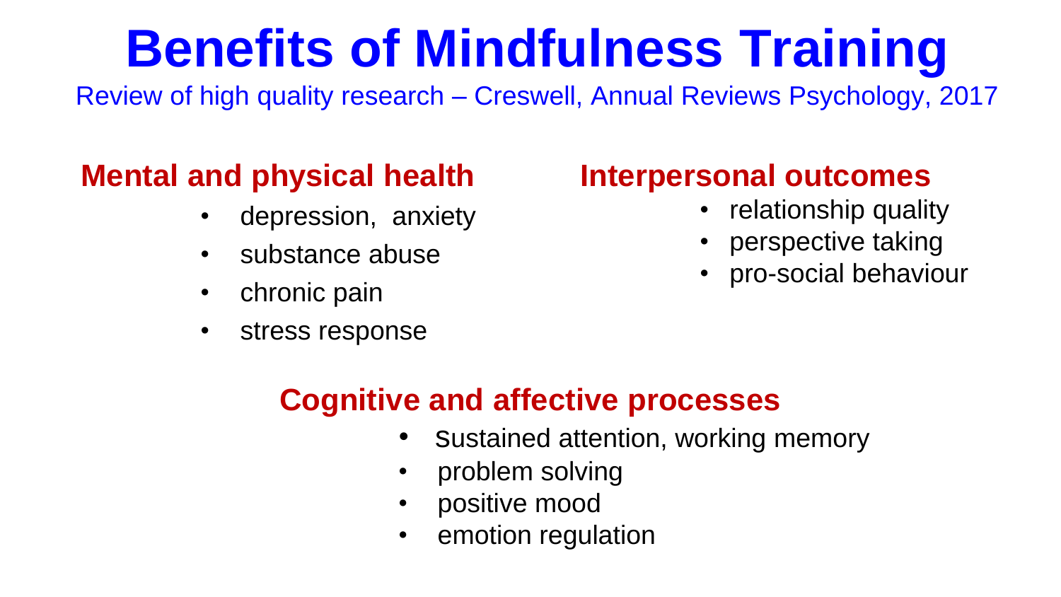# Benefits of Mindfulness Training

Review of high quality research – Creswell, Annual Reviews Psychology, 2017

## Mental and physical health

- depression, anxiety
- substance abuse
- chronic pain
- stress response

## Interpersonal outcomes

- relationship quality
- perspective taking
- pro-social behaviour

## Cognitive and affective processes

- sustained attention, working memory
- problem solving
- positive mood
- emotion regulation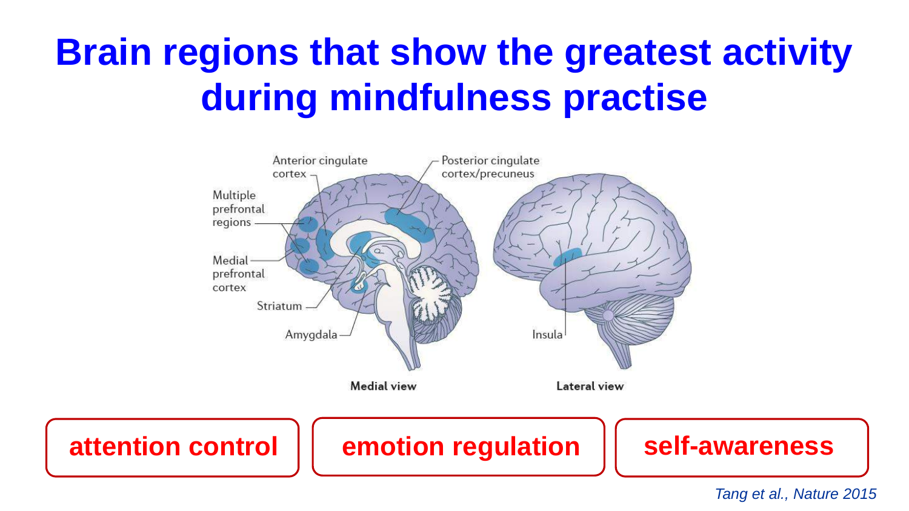# Brain regions that show the greatest activity during mindfulness practise

Anterior cingulate cortex

Posterior cingulate cortex/precuneus

Multiple prefrontal regions

Medial prefrontal cortex

Striatum

Amygdala

Insula

Medial view

Lateral view

**attention control** | **emotion regulation** | **self-awareness**

*Tang et al., Nature 2015*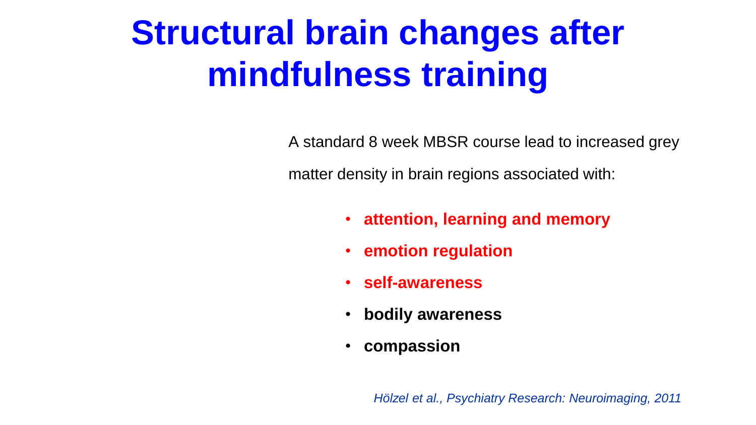# Structural brain changes after mindfulness training

A standard 8 week MBSR course lead to increased grey matter density in brain regions associated with:

- **attention, learning and memory**
- **emotion regulation**
- **self-awareness**
- **bodily awareness**
- **compassion**

*Hölzel et al., Psychiatry Research: Neuroimaging, 2011*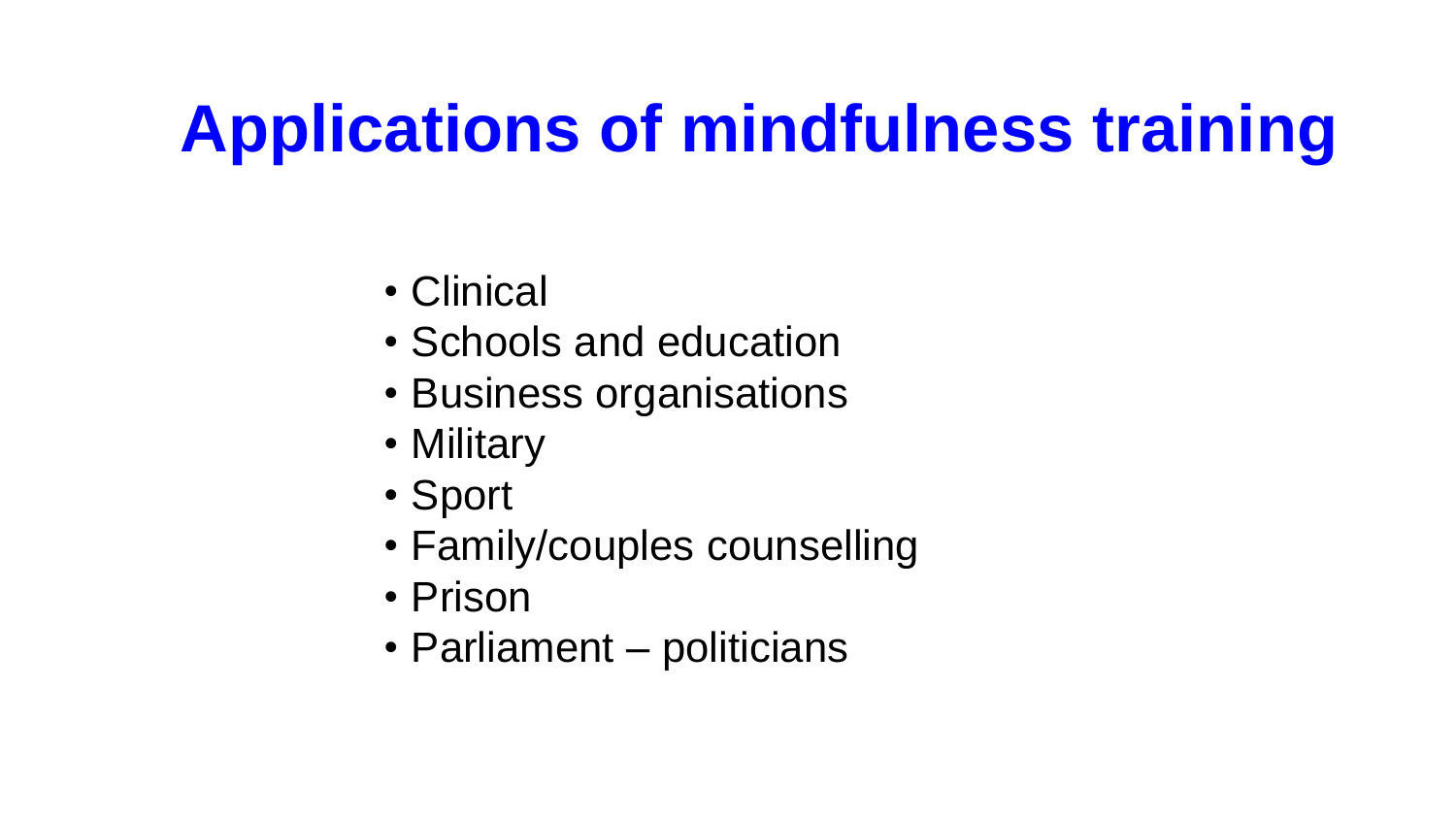# Applications of mindfulness training

- Clinical
- Schools and education
- Business organisations
- Military
- Sport
- Family/couples counselling
- Prison
- Parliament – politicians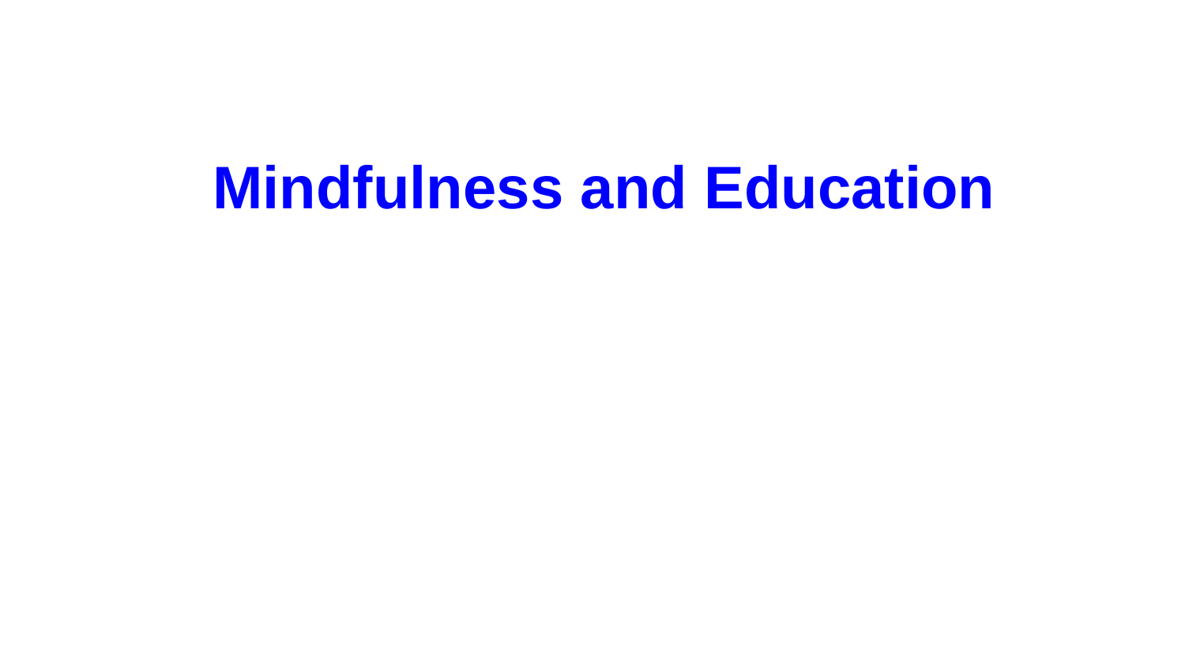# Mindfulness and Education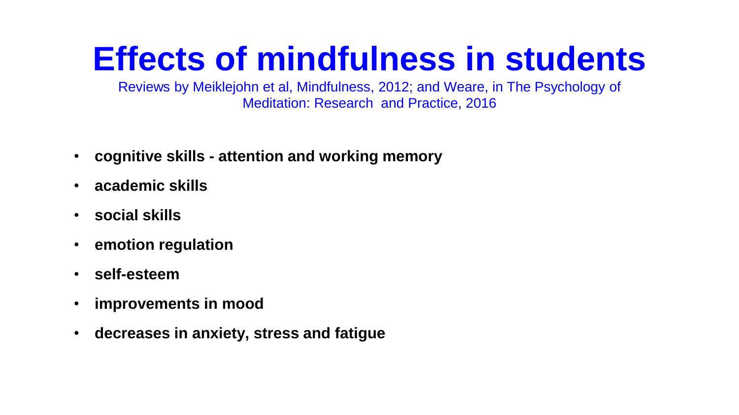# Effects of mindfulness in students

Reviews by Meiklejohn et al, Mindfulness, 2012; and Weare, in The Psychology of Meditation: Research and Practice, 2016

- **cognitive skills - attention and working memory**
- **academic skills**
- **social skills**
- **emotion regulation**
- **self-esteem**
- **improvements in mood**
- **decreases in anxiety, stress and fatigue**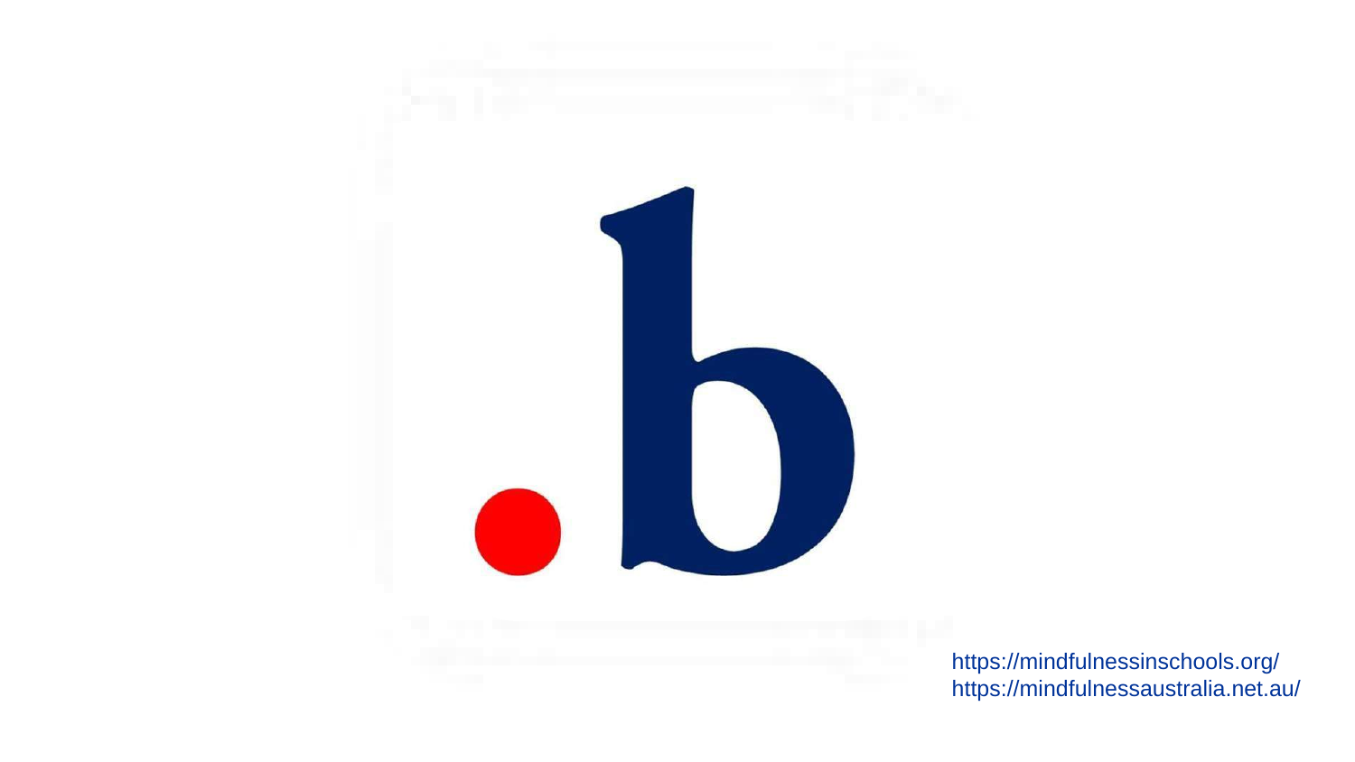.b

https://mindfulnessinschools.org/
https://mindfulnessaustralia.net.au/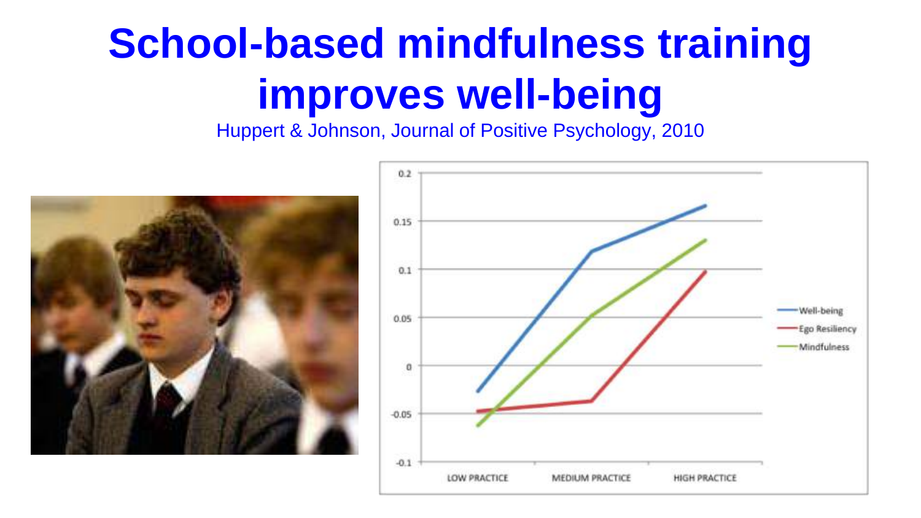# School-based mindfulness training improves well-being

Huppert & Johnson, Journal of Positive Psychology, 2010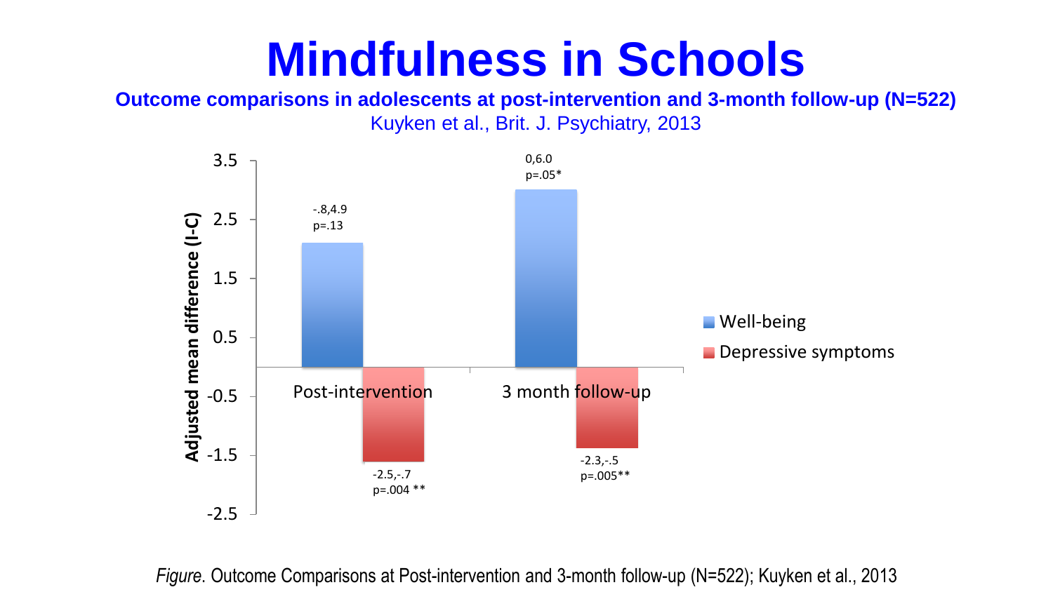# Mindfulness in Schools

**Outcome comparisons in adolescents at post-intervention and 3-month follow-up (N=522)**

Kuyken et al., Brit. J. Psychiatry, 2013

Adjusted mean difference (I-C)

| | Well-being | Depressive symptoms |
|---|---|---|
| Post-intervention | -.8,4.9 p=.13 | -2.5,-.7 p=.004 ** |
| 3 month follow-up | 0,6.0 p=.05* | -2.3,-.5 p=.005** |

*Figure*. Outcome Comparisons at Post-intervention and 3-month follow-up (N=522); Kuyken et al., 2013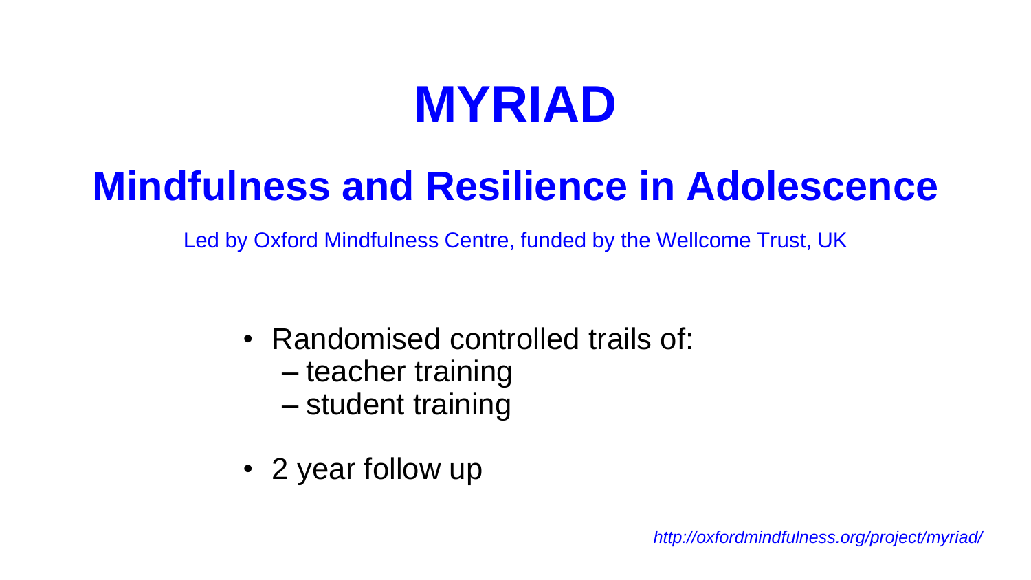# MYRIAD

## Mindfulness and Resilience in Adolescence

Led by Oxford Mindfulness Centre, funded by the Wellcome Trust, UK

- Randomised controlled trails of:
  - teacher training
  - student training
- 2 year follow up

*http://oxfordmindfulness.org/project/myriad/*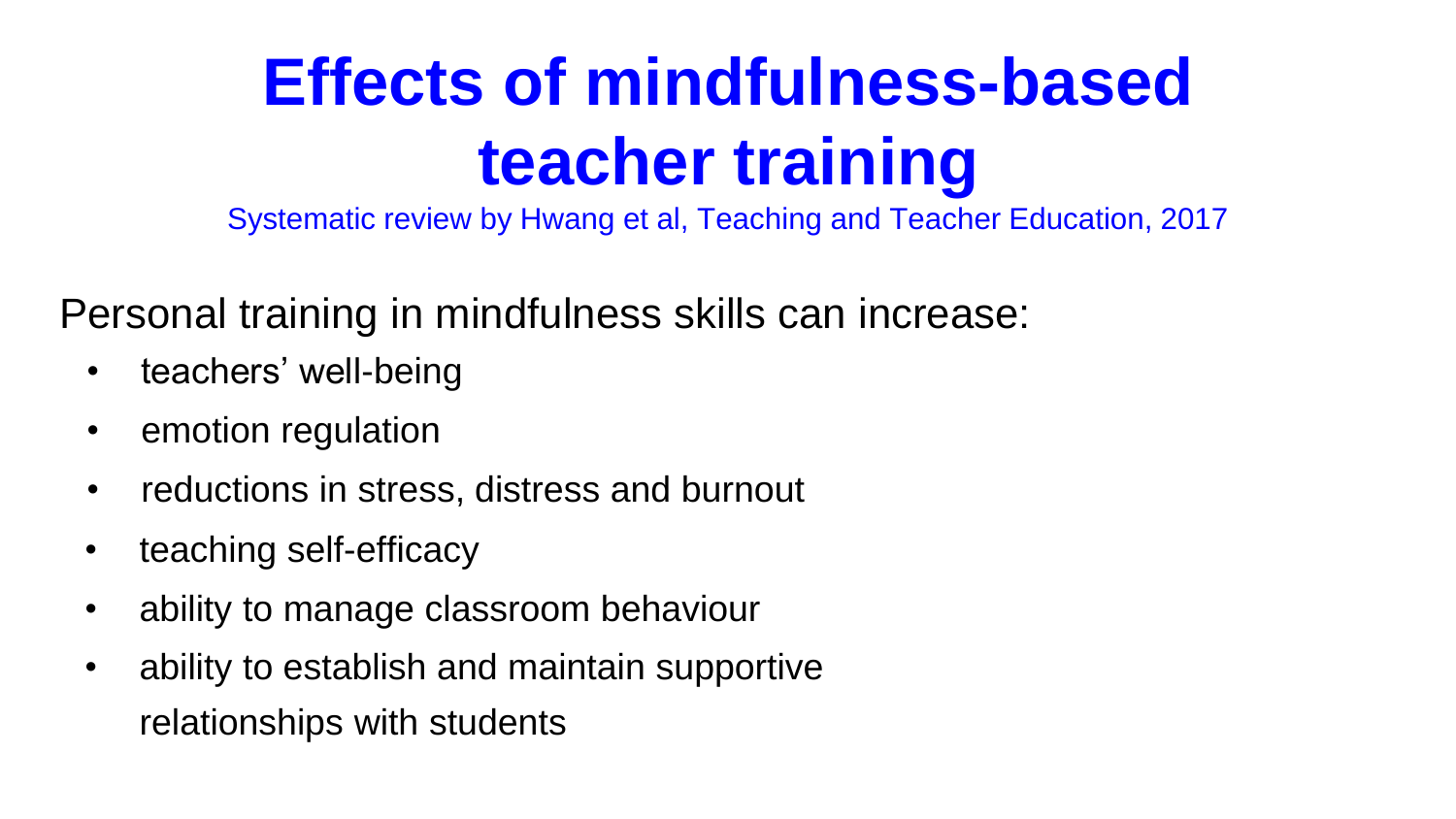# Effects of mindfulness-based teacher training

Systematic review by Hwang et al, Teaching and Teacher Education, 2017

Personal training in mindfulness skills can increase:

- teachers' well-being
- emotion regulation
- reductions in stress, distress and burnout
- teaching self-efficacy
- ability to manage classroom behaviour
- ability to establish and maintain supportive relationships with students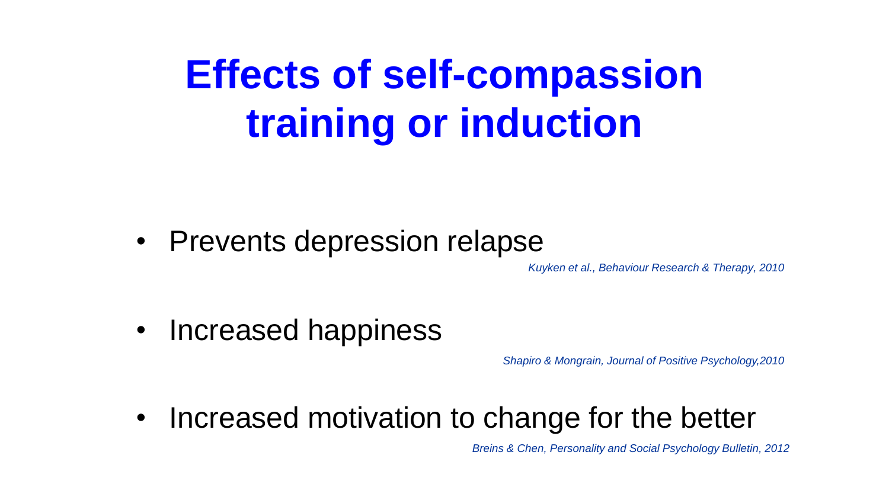# Effects of self-compassion training or induction

- Prevents depression relapse

  *Kuyken et al., Behaviour Research & Therapy, 2010*

- Increased happiness

  *Shapiro & Mongrain, Journal of Positive Psychology,2010*

- Increased motivation to change for the better

  *Breins & Chen, Personality and Social Psychology Bulletin, 2012*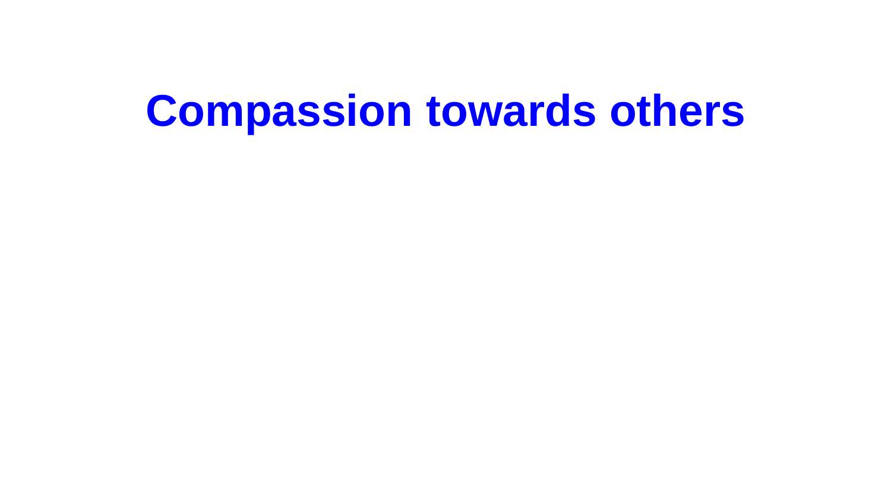# Compassion towards others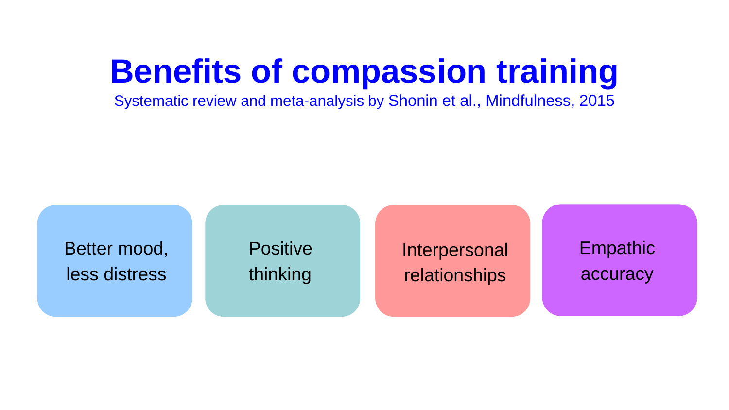# Benefits of compassion training

Systematic review and meta-analysis by Shonin et al., Mindfulness, 2015

- Better mood, less distress
- Positive thinking
- Interpersonal relationships
- Empathic accuracy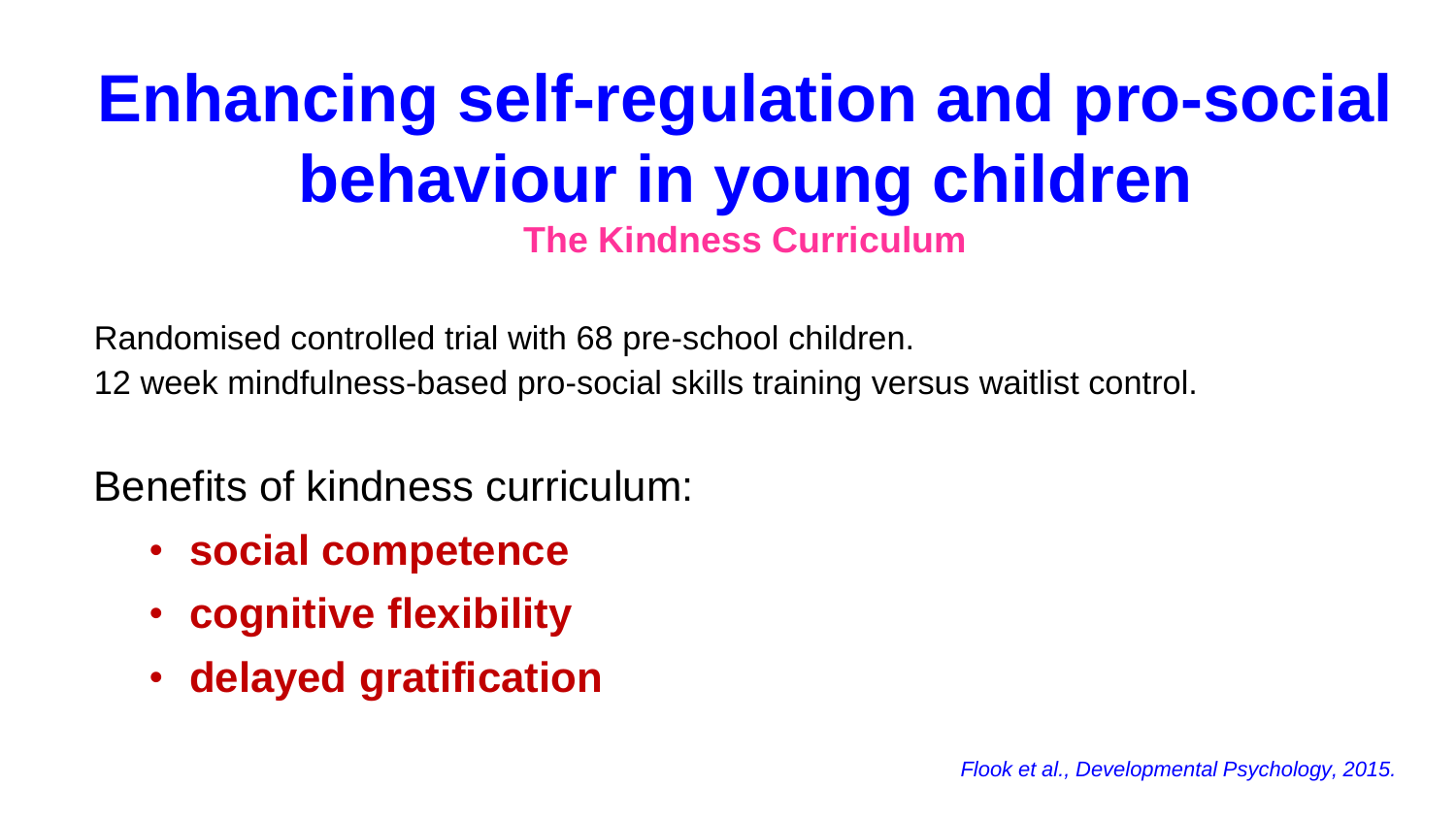# Enhancing self-regulation and pro-social behaviour in young children

## The Kindness Curriculum

Randomised controlled trial with 68 pre-school children.
12 week mindfulness-based pro-social skills training versus waitlist control.

Benefits of kindness curriculum:

- **social competence**
- **cognitive flexibility**
- **delayed gratification**

*Flook et al., Developmental Psychology, 2015.*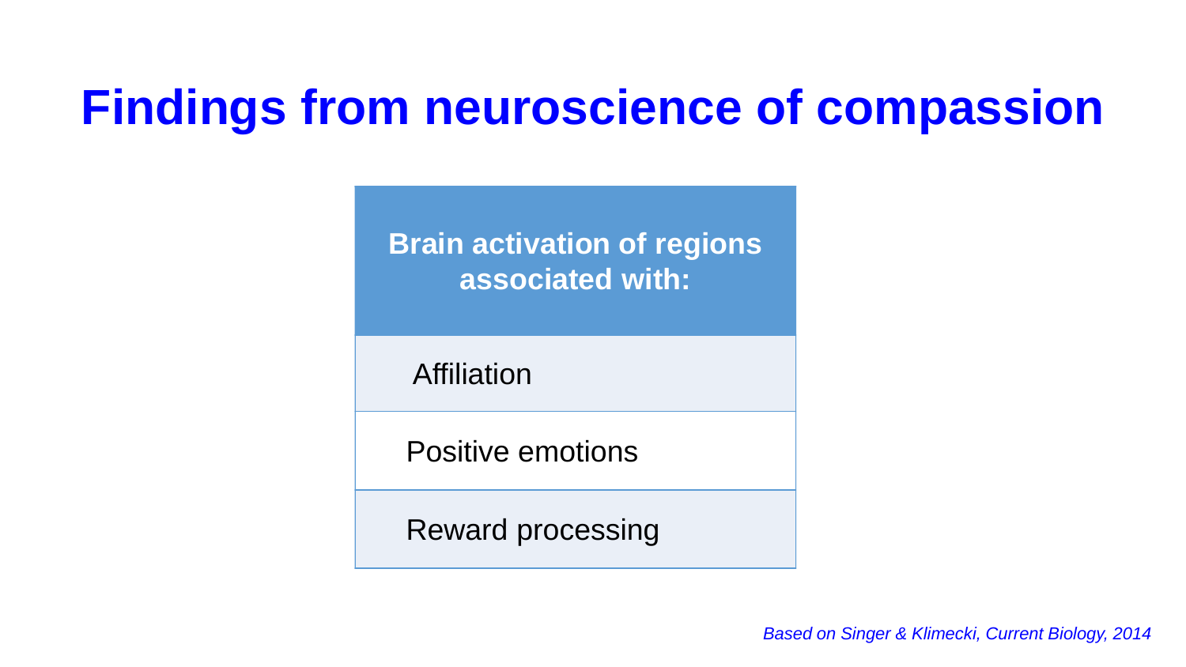# Findings from neuroscience of compassion

| Brain activation of regions associated with: |
| --- |
| Affiliation |
| Positive emotions |
| Reward processing |

*Based on Singer & Klimecki, Current Biology, 2014*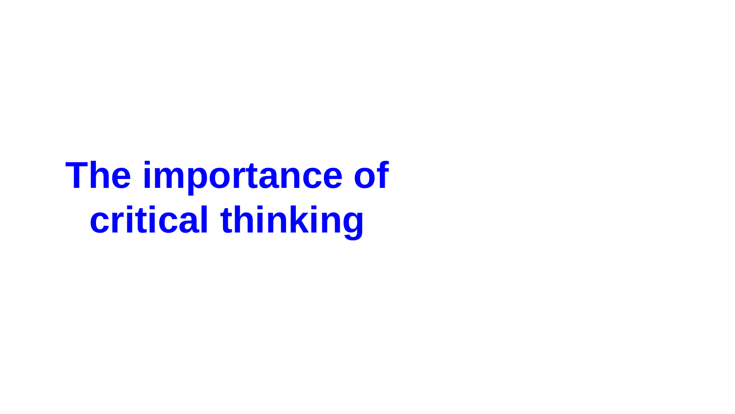# The importance of critical thinking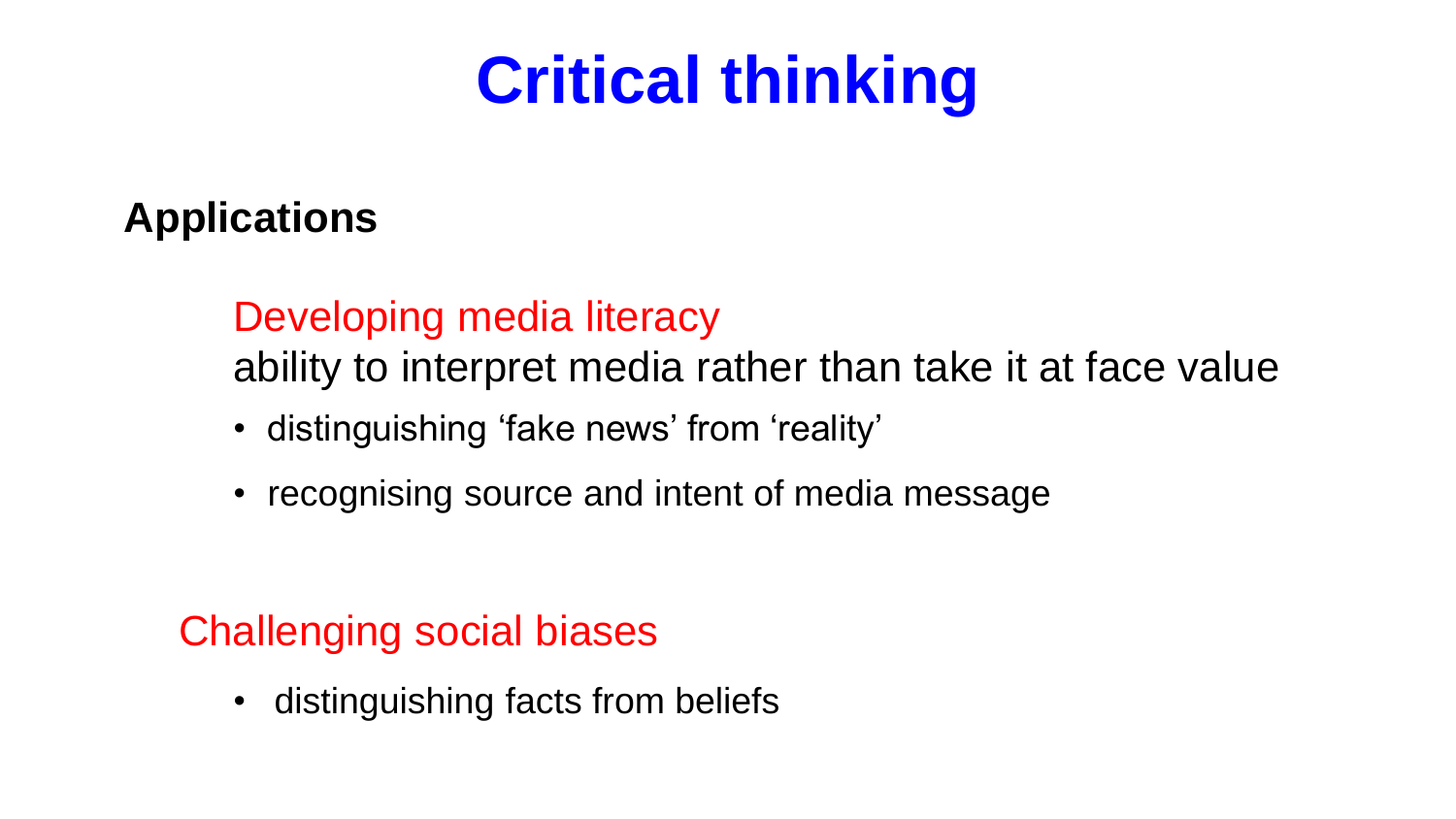# Critical thinking

## Applications

### Developing media literacy

ability to interpret media rather than take it at face value

- distinguishing ‘fake news’ from ‘reality’
- recognising source and intent of media message

### Challenging social biases

- distinguishing facts from beliefs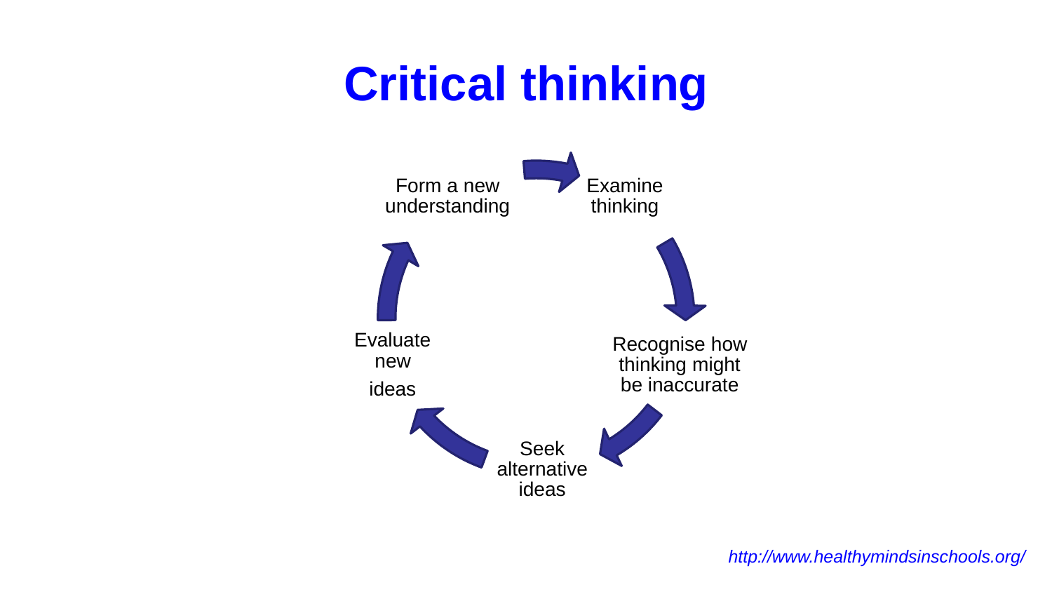# Critical thinking

- Examine thinking
- Recognise how thinking might be inaccurate
- Seek alternative ideas
- Evaluate new ideas
- Form a new understanding

*http://www.healthymindsinschools.org/*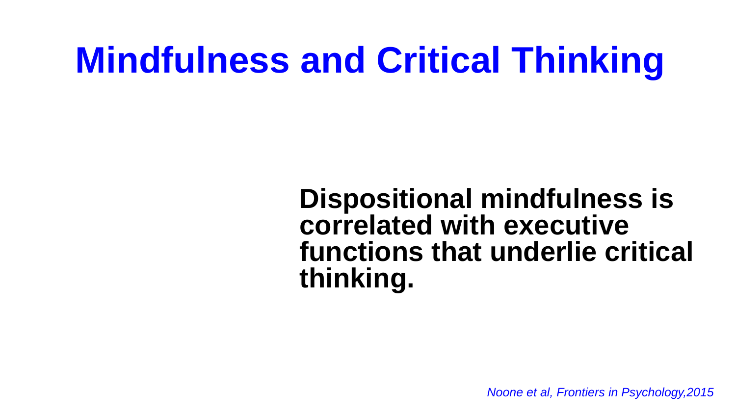# Mindfulness and Critical Thinking

**Dispositional mindfulness is correlated with executive functions that underlie critical thinking.**

*Noone et al, Frontiers in Psychology,2015*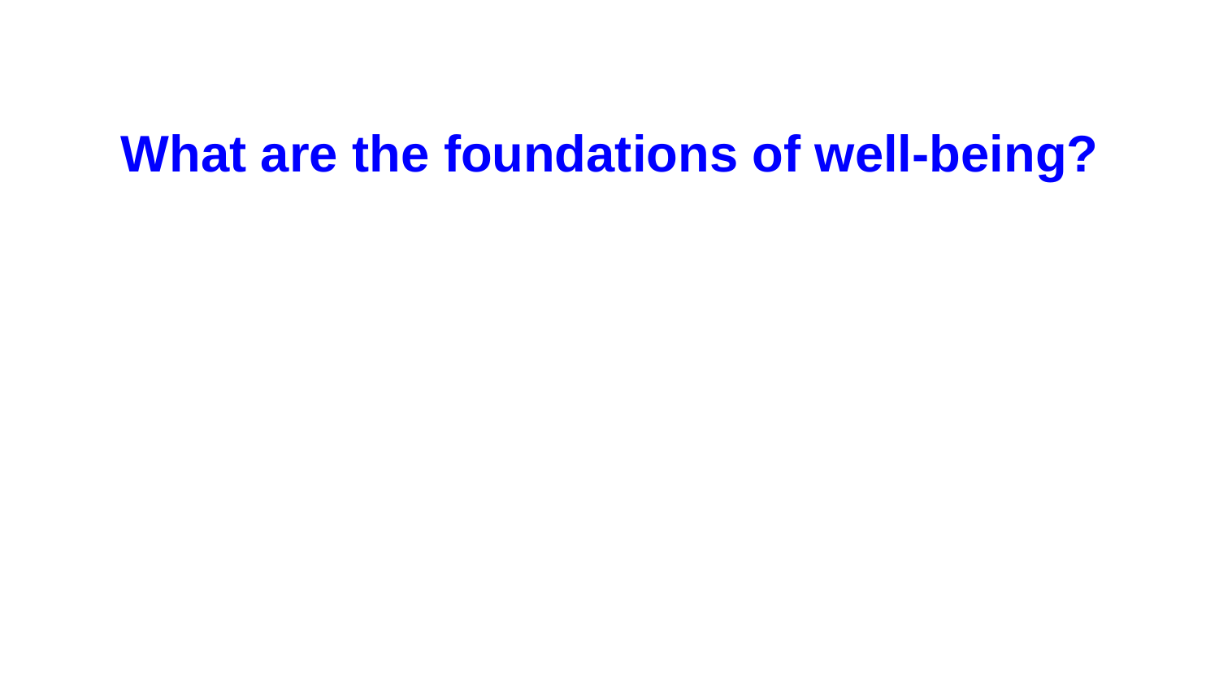# What are the foundations of well-being?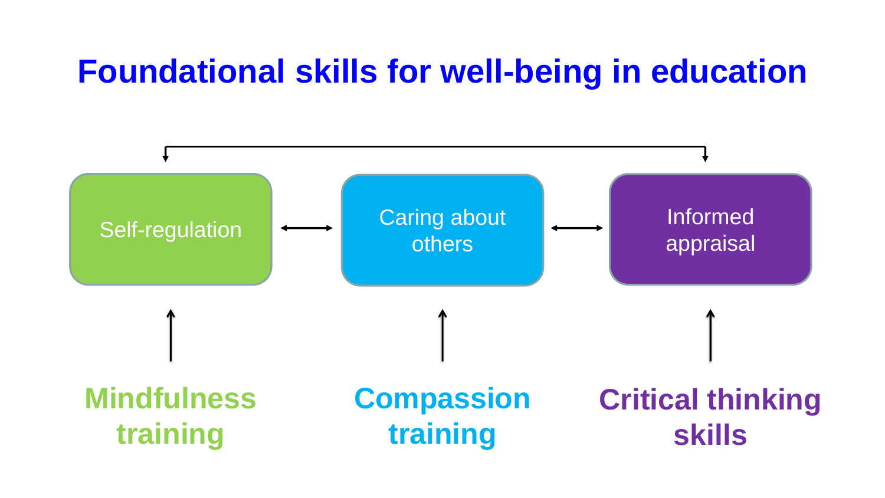# Foundational skills for well-being in education

Self-regulation ↔ Caring about others ↔ Informed appraisal

Mindfulness training → Self-regulation

Compassion training → Caring about others

Critical thinking skills → Informed appraisal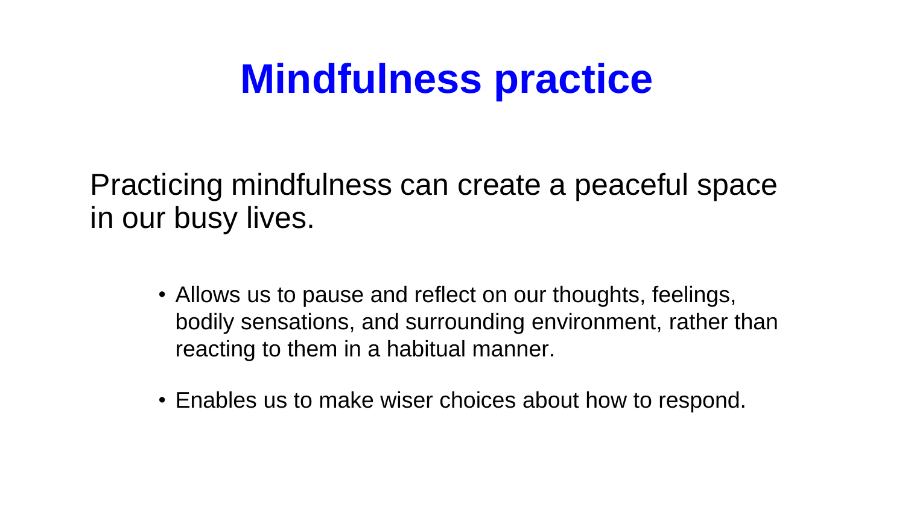# Mindfulness practice

Practicing mindfulness can create a peaceful space in our busy lives.

- Allows us to pause and reflect on our thoughts, feelings, bodily sensations, and surrounding environment, rather than reacting to them in a habitual manner.
- Enables us to make wiser choices about how to respond.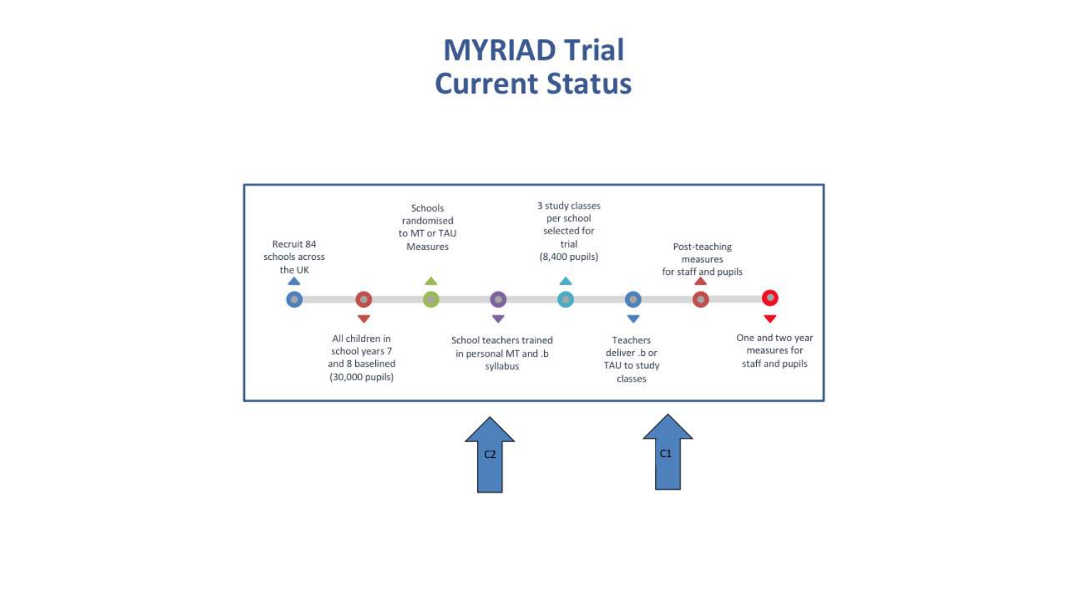# MYRIAD Trial
# Current Status

- Recruit 84 schools across the UK
- All children in school years 7 and 8 baselined (30,000 pupils)
- Schools randomised to MT or TAU Measures
- School teachers trained in personal MT and .b syllabus
- 3 study classes per school selected for trial (8,400 pupils)
- Teachers deliver .b or TAU to study classes
- Post-teaching measures for staff and pupils
- One and two year measures for staff and pupils

C2

C1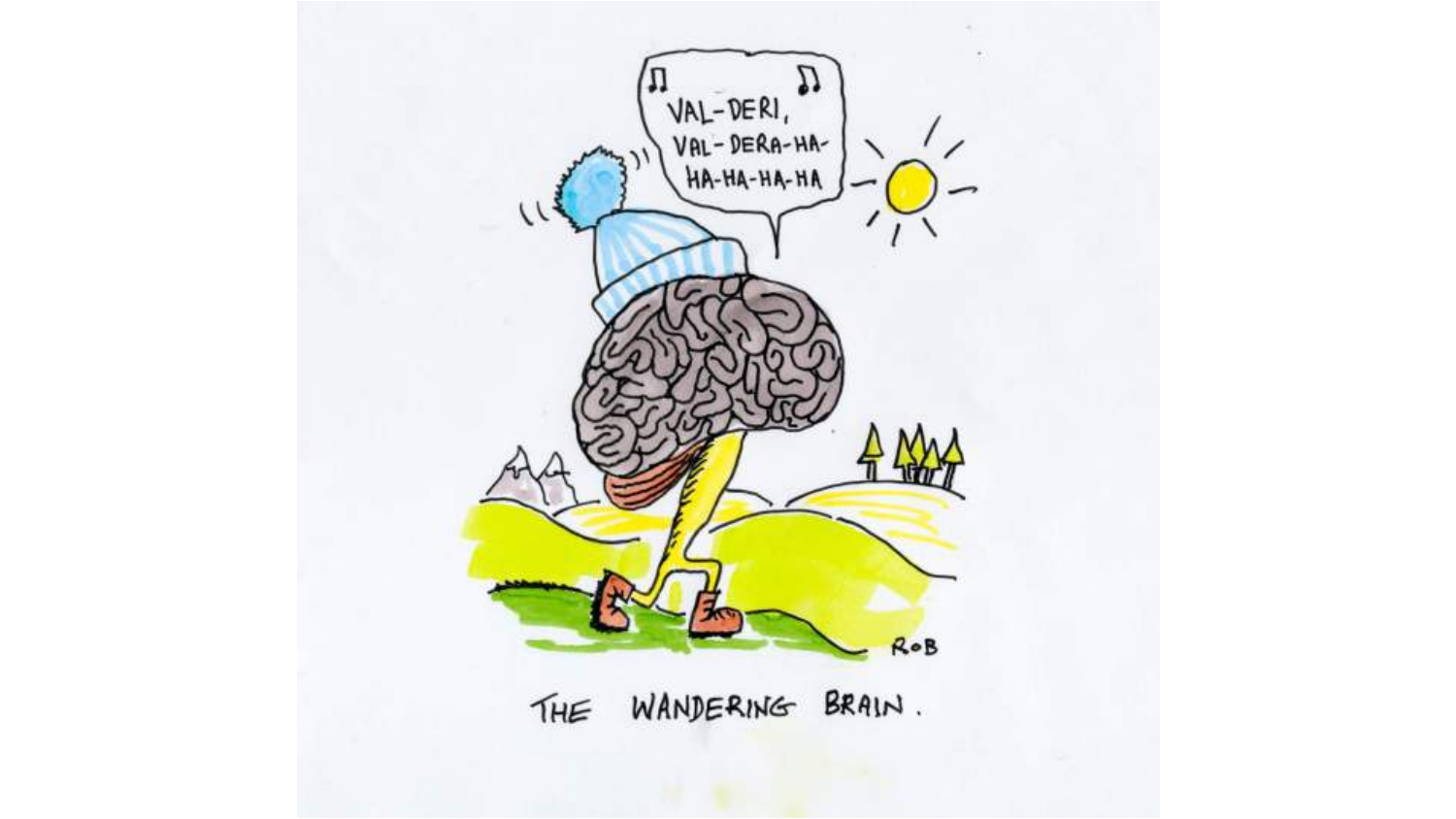VAL-DERI,
VAL-DERA-HA-
HA-HA-HA-HA

ROB

THE WANDERING BRAIN.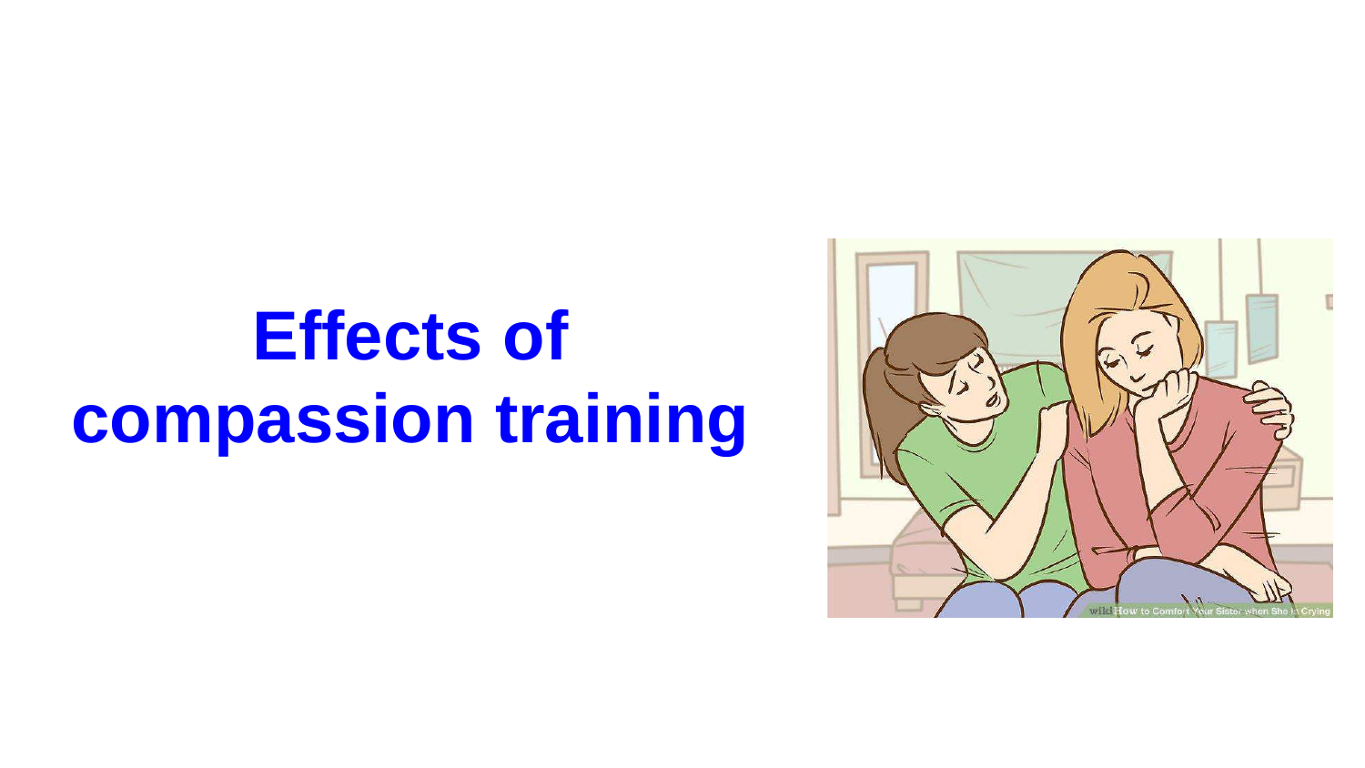# Effects of compassion training